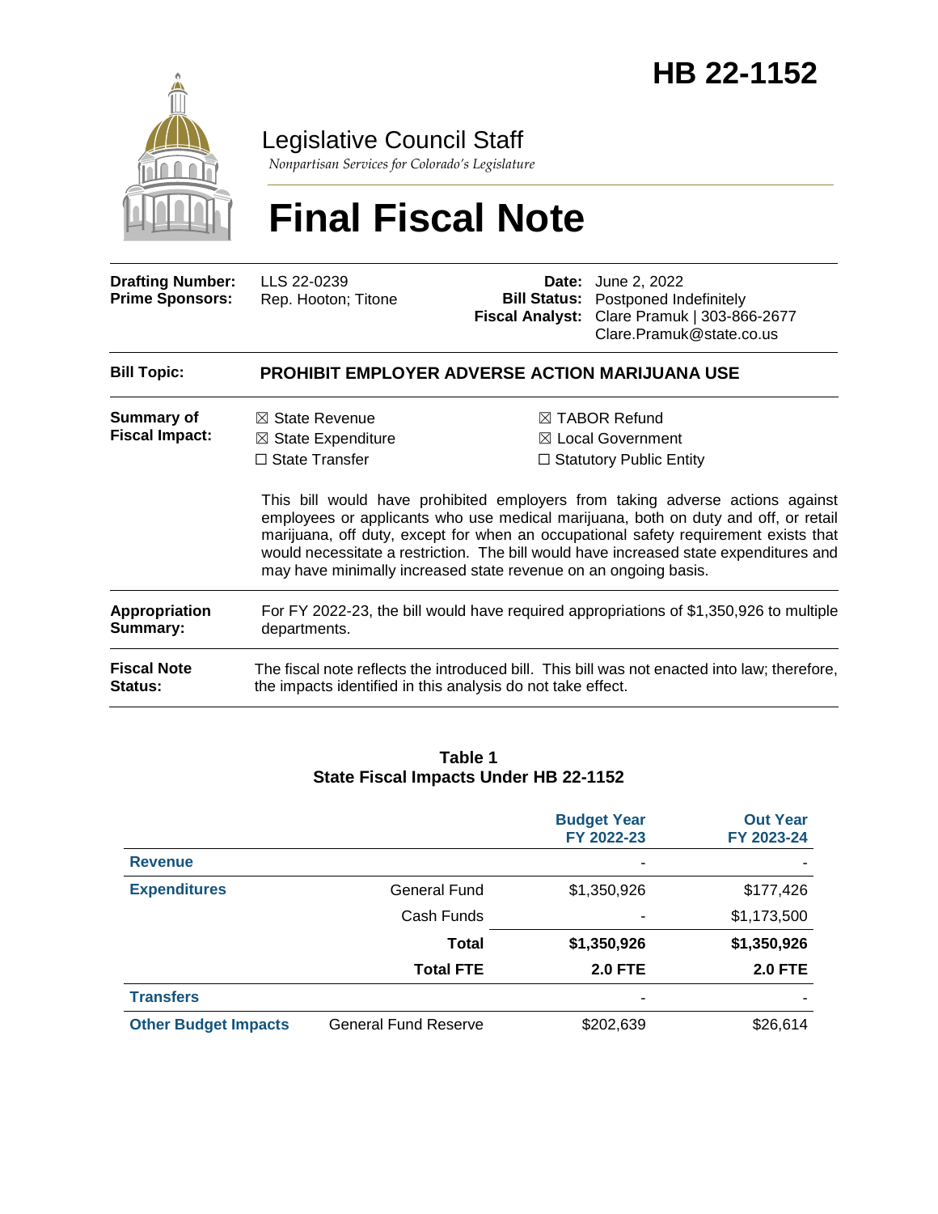# HB 22-1152

## Legislative Council Staff

*Nonpartisan Services for Colorado's Legislature*

# Final Fiscal Note

| | | | |
|---|---|---|---|
| **Drafting Number:** | LLS 22-0239 | **Date:** | June 2, 2022 |
| **Prime Sponsors:** | Rep. Hooton; Titone | **Bill Status:** | Postponed Indefinitely |
| | | **Fiscal Analyst:** | Clare Pramuk \| 303-866-2677 Clare.Pramuk@state.co.us |

**Bill Topic:** **PROHIBIT EMPLOYER ADVERSE ACTION MARIJUANA USE**

**Summary of Fiscal Impact:**

☒ State Revenue
☒ State Expenditure
☐ State Transfer
☒ TABOR Refund
☒ Local Government
☐ Statutory Public Entity

This bill would have prohibited employers from taking adverse actions against employees or applicants who use medical marijuana, both on duty and off, or retail marijuana, off duty, except for when an occupational safety requirement exists that would necessitate a restriction. The bill would have increased state expenditures and may have minimally increased state revenue on an ongoing basis.

**Appropriation Summary:** For FY 2022-23, the bill would have required appropriations of $1,350,926 to multiple departments.

**Fiscal Note Status:** The fiscal note reflects the introduced bill. This bill was not enacted into law; therefore, the impacts identified in this analysis do not take effect.

**Table 1**
**State Fiscal Impacts Under HB 22-1152**

| | | Budget Year FY 2022-23 | Out Year FY 2023-24 |
|---|---|---|---|
| **Revenue** | | - | - |
| **Expenditures** | General Fund | $1,350,926 | $177,426 |
| | Cash Funds | - | $1,173,500 |
| | **Total** | **$1,350,926** | **$1,350,926** |
| | **Total FTE** | **2.0 FTE** | **2.0 FTE** |
| **Transfers** | | - | - |
| **Other Budget Impacts** | General Fund Reserve | $202,639 | $26,614 |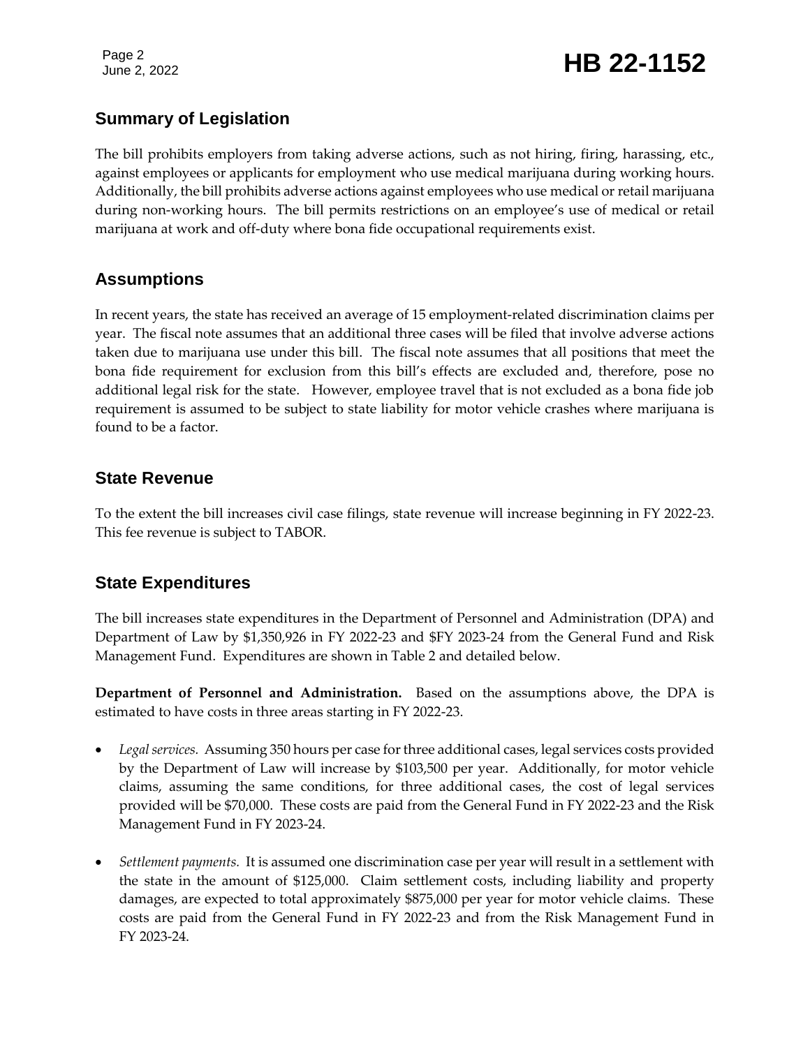## Summary of Legislation

The bill prohibits employers from taking adverse actions, such as not hiring, firing, harassing, etc., against employees or applicants for employment who use medical marijuana during working hours. Additionally, the bill prohibits adverse actions against employees who use medical or retail marijuana during non-working hours. The bill permits restrictions on an employee's use of medical or retail marijuana at work and off-duty where bona fide occupational requirements exist.

## Assumptions

In recent years, the state has received an average of 15 employment-related discrimination claims per year. The fiscal note assumes that an additional three cases will be filed that involve adverse actions taken due to marijuana use under this bill. The fiscal note assumes that all positions that meet the bona fide requirement for exclusion from this bill's effects are excluded and, therefore, pose no additional legal risk for the state. However, employee travel that is not excluded as a bona fide job requirement is assumed to be subject to state liability for motor vehicle crashes where marijuana is found to be a factor.

## State Revenue

To the extent the bill increases civil case filings, state revenue will increase beginning in FY 2022-23. This fee revenue is subject to TABOR.

## State Expenditures

The bill increases state expenditures in the Department of Personnel and Administration (DPA) and Department of Law by $1,350,926 in FY 2022-23 and $FY 2023-24 from the General Fund and Risk Management Fund. Expenditures are shown in Table 2 and detailed below.

**Department of Personnel and Administration.** Based on the assumptions above, the DPA is estimated to have costs in three areas starting in FY 2022-23.

- *Legal services.* Assuming 350 hours per case for three additional cases, legal services costs provided by the Department of Law will increase by $103,500 per year. Additionally, for motor vehicle claims, assuming the same conditions, for three additional cases, the cost of legal services provided will be $70,000. These costs are paid from the General Fund in FY 2022-23 and the Risk Management Fund in FY 2023-24.
- *Settlement payments.* It is assumed one discrimination case per year will result in a settlement with the state in the amount of $125,000. Claim settlement costs, including liability and property damages, are expected to total approximately $875,000 per year for motor vehicle claims. These costs are paid from the General Fund in FY 2022-23 and from the Risk Management Fund in FY 2023-24.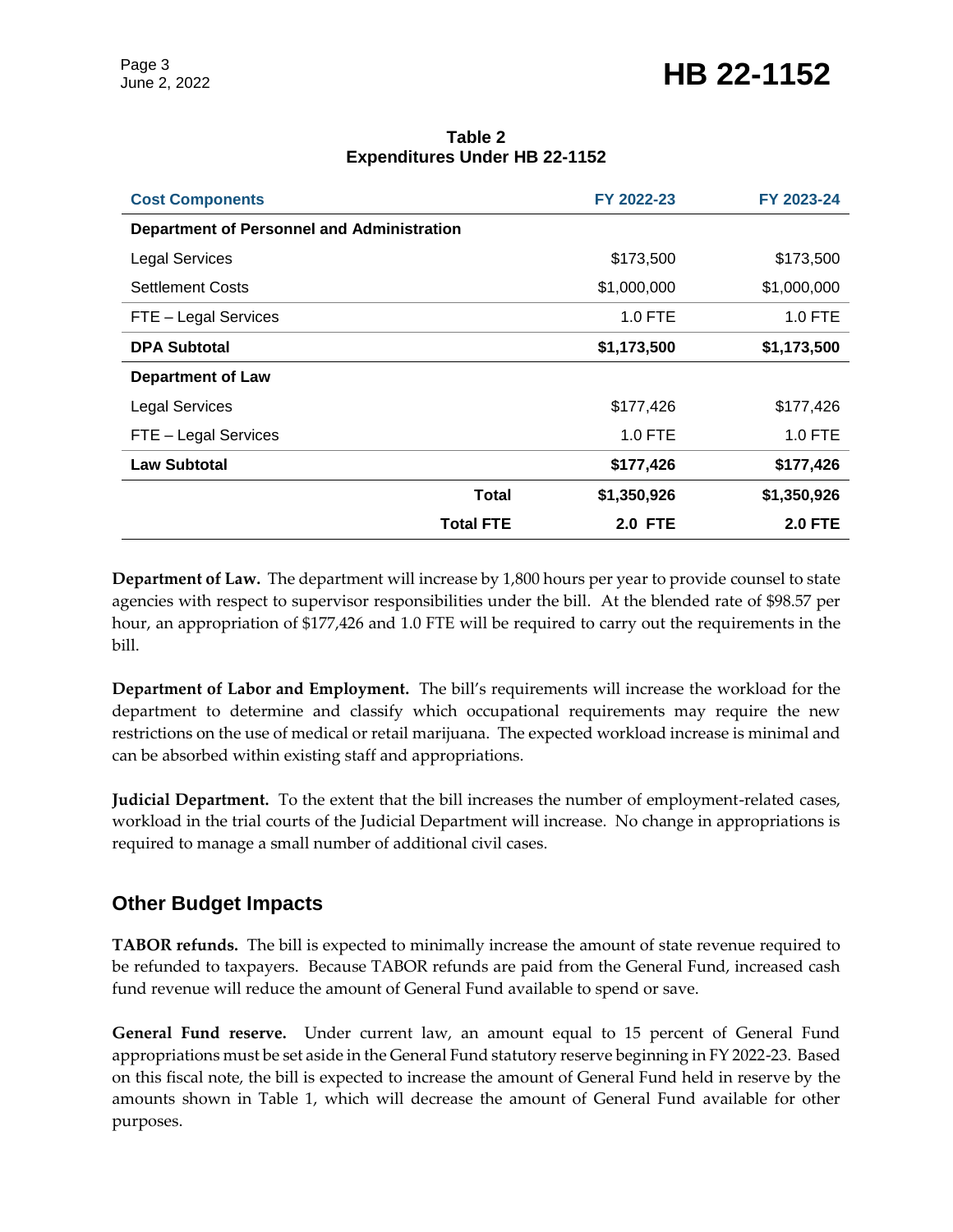**Table 2**
**Expenditures Under HB 22-1152**

| Cost Components | | FY 2022-23 | FY 2023-24 |
|---|---|---|---|
| **Department of Personnel and Administration** | | | |
| Legal Services | | $173,500 | $173,500 |
| Settlement Costs | | $1,000,000 | $1,000,000 |
| FTE – Legal Services | | 1.0 FTE | 1.0 FTE |
| **DPA Subtotal** | | **$1,173,500** | **$1,173,500** |
| **Department of Law** | | | |
| Legal Services | | $177,426 | $177,426 |
| FTE – Legal Services | | 1.0 FTE | 1.0 FTE |
| **Law Subtotal** | | **$177,426** | **$177,426** |
| | **Total** | **$1,350,926** | **$1,350,926** |
| | **Total FTE** | **2.0 FTE** | **2.0 FTE** |

**Department of Law.** The department will increase by 1,800 hours per year to provide counsel to state agencies with respect to supervisor responsibilities under the bill. At the blended rate of $98.57 per hour, an appropriation of $177,426 and 1.0 FTE will be required to carry out the requirements in the bill.

**Department of Labor and Employment.** The bill's requirements will increase the workload for the department to determine and classify which occupational requirements may require the new restrictions on the use of medical or retail marijuana. The expected workload increase is minimal and can be absorbed within existing staff and appropriations.

**Judicial Department.** To the extent that the bill increases the number of employment-related cases, workload in the trial courts of the Judicial Department will increase. No change in appropriations is required to manage a small number of additional civil cases.

## Other Budget Impacts

**TABOR refunds.** The bill is expected to minimally increase the amount of state revenue required to be refunded to taxpayers. Because TABOR refunds are paid from the General Fund, increased cash fund revenue will reduce the amount of General Fund available to spend or save.

**General Fund reserve.** Under current law, an amount equal to 15 percent of General Fund appropriations must be set aside in the General Fund statutory reserve beginning in FY 2022-23. Based on this fiscal note, the bill is expected to increase the amount of General Fund held in reserve by the amounts shown in Table 1, which will decrease the amount of General Fund available for other purposes.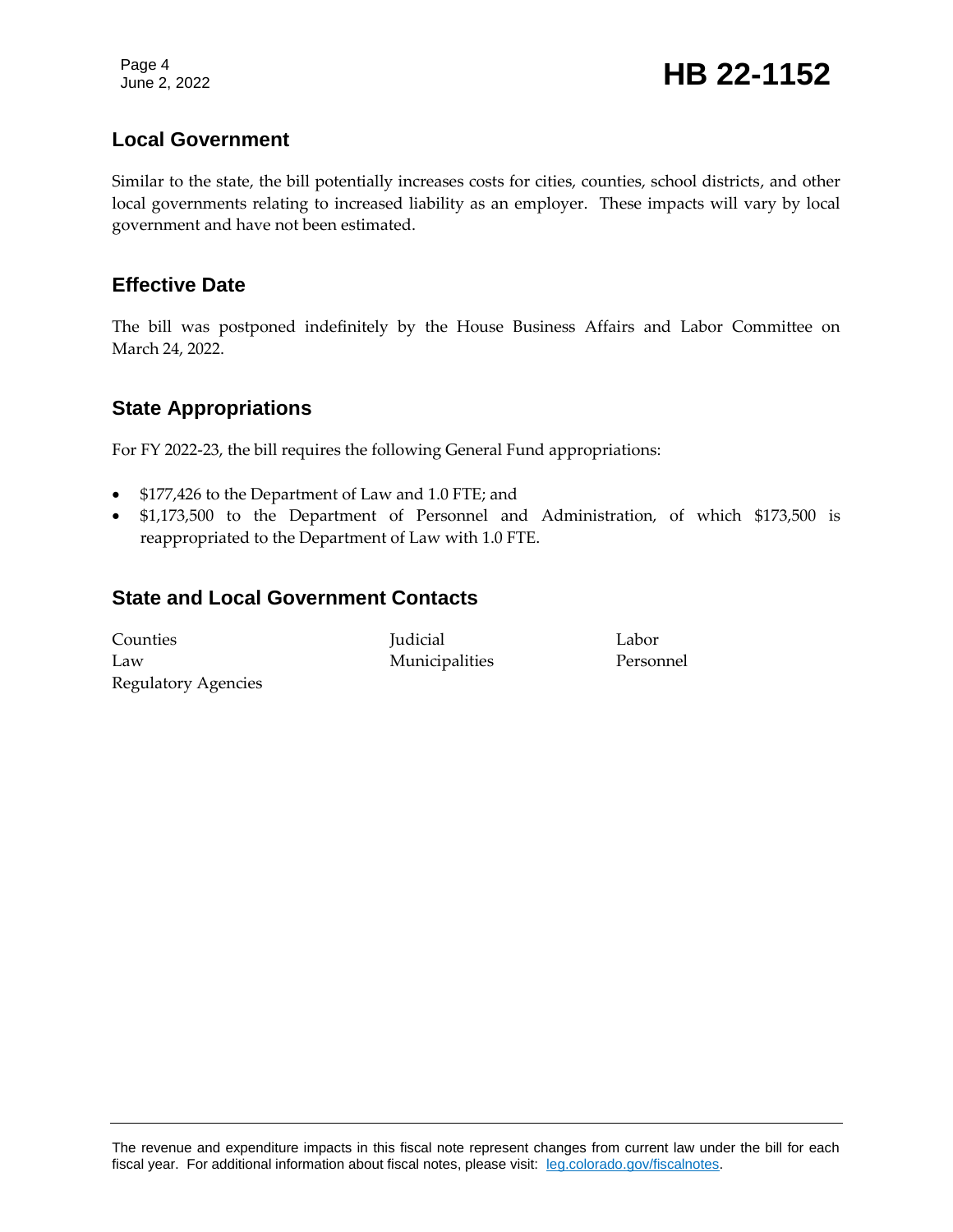## Local Government

Similar to the state, the bill potentially increases costs for cities, counties, school districts, and other local governments relating to increased liability as an employer. These impacts will vary by local government and have not been estimated.

## Effective Date

The bill was postponed indefinitely by the House Business Affairs and Labor Committee on March 24, 2022.

## State Appropriations

For FY 2022-23, the bill requires the following General Fund appropriations:

- $177,426 to the Department of Law and 1.0 FTE; and
- $1,173,500 to the Department of Personnel and Administration, of which $173,500 is reappropriated to the Department of Law with 1.0 FTE.

## State and Local Government Contacts

| | | |
|---|---|---|
| Counties | Judicial | Labor |
| Law | Municipalities | Personnel |
| Regulatory Agencies | | |

The revenue and expenditure impacts in this fiscal note represent changes from current law under the bill for each fiscal year. For additional information about fiscal notes, please visit: leg.colorado.gov/fiscalnotes.